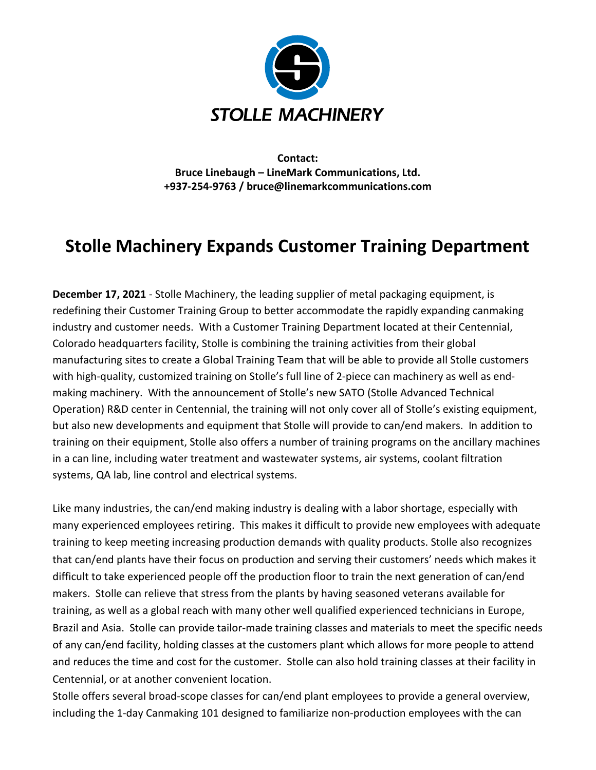STOLLE MACHINERY

**Contact:**
**Bruce Linebaugh – LineMark Communications, Ltd.**
**+937-254-9763 / bruce@linemarkcommunications.com**

# Stolle Machinery Expands Customer Training Department

**December 17, 2021** - Stolle Machinery, the leading supplier of metal packaging equipment, is redefining their Customer Training Group to better accommodate the rapidly expanding canmaking industry and customer needs. With a Customer Training Department located at their Centennial, Colorado headquarters facility, Stolle is combining the training activities from their global manufacturing sites to create a Global Training Team that will be able to provide all Stolle customers with high-quality, customized training on Stolle's full line of 2-piece can machinery as well as end-making machinery. With the announcement of Stolle's new SATO (Stolle Advanced Technical Operation) R&D center in Centennial, the training will not only cover all of Stolle's existing equipment, but also new developments and equipment that Stolle will provide to can/end makers. In addition to training on their equipment, Stolle also offers a number of training programs on the ancillary machines in a can line, including water treatment and wastewater systems, air systems, coolant filtration systems, QA lab, line control and electrical systems.

Like many industries, the can/end making industry is dealing with a labor shortage, especially with many experienced employees retiring. This makes it difficult to provide new employees with adequate training to keep meeting increasing production demands with quality products. Stolle also recognizes that can/end plants have their focus on production and serving their customers' needs which makes it difficult to take experienced people off the production floor to train the next generation of can/end makers. Stolle can relieve that stress from the plants by having seasoned veterans available for training, as well as a global reach with many other well qualified experienced technicians in Europe, Brazil and Asia. Stolle can provide tailor-made training classes and materials to meet the specific needs of any can/end facility, holding classes at the customers plant which allows for more people to attend and reduces the time and cost for the customer. Stolle can also hold training classes at their facility in Centennial, or at another convenient location.

Stolle offers several broad-scope classes for can/end plant employees to provide a general overview, including the 1-day Canmaking 101 designed to familiarize non-production employees with the can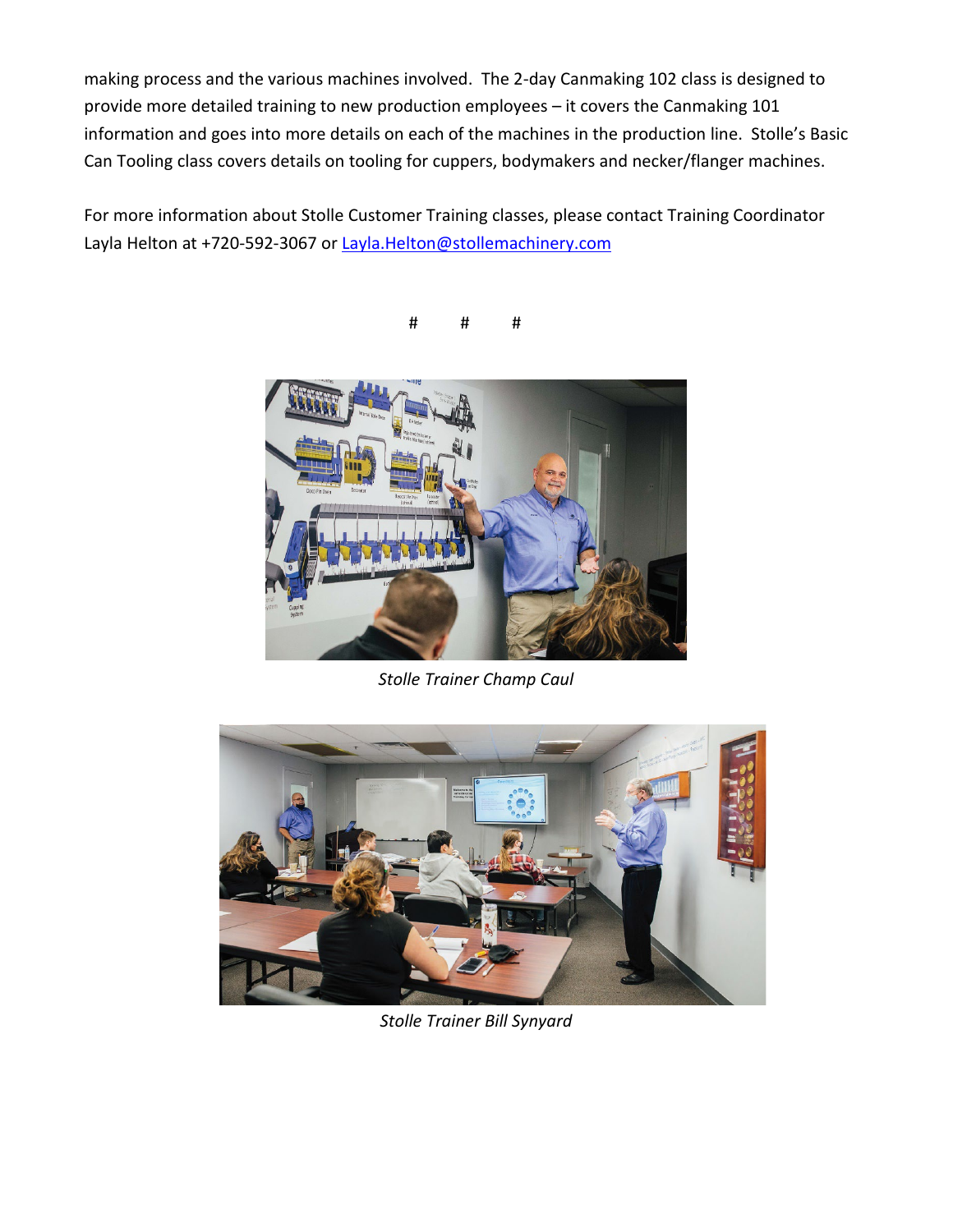making process and the various machines involved. The 2-day Canmaking 102 class is designed to provide more detailed training to new production employees – it covers the Canmaking 101 information and goes into more details on each of the machines in the production line. Stolle's Basic Can Tooling class covers details on tooling for cuppers, bodymakers and necker/flanger machines.

For more information about Stolle Customer Training classes, please contact Training Coordinator Layla Helton at +720-592-3067 or Layla.Helton@stollemachinery.com

# # #

*Stolle Trainer Champ Caul*

*Stolle Trainer Bill Synyard*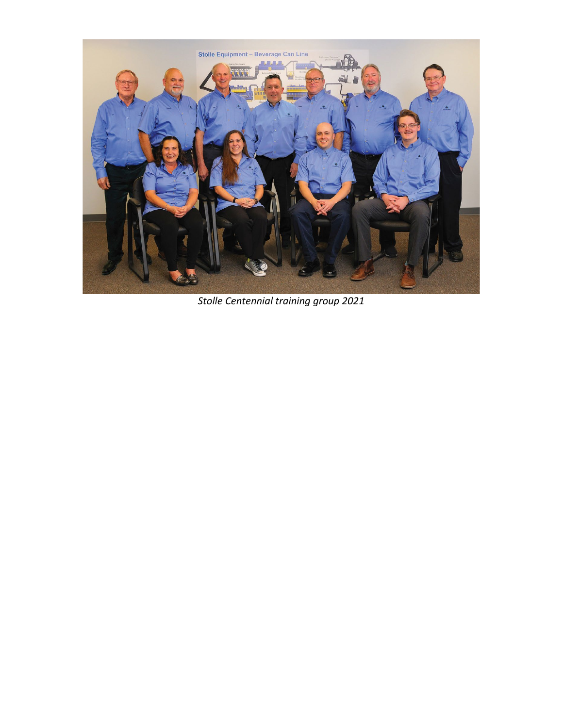*Stolle Centennial training group 2021*